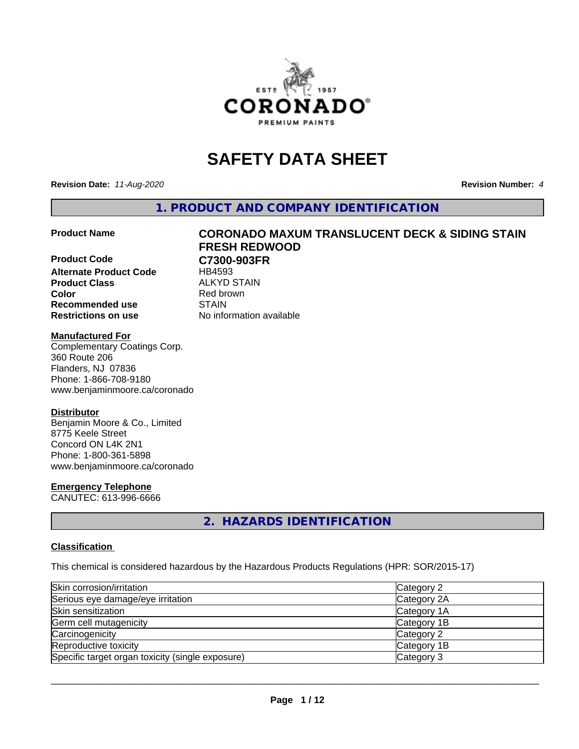# SAFETY DATA SHEET

**Revision Date:** *11-Aug-2020* **Revision Number:** *4*

## 1. PRODUCT AND COMPANY IDENTIFICATION

| | |
|---|---|
| **Product Name** | **CORONADO MAXUM TRANSLUCENT DECK & SIDING STAIN FRESH REDWOOD** |
| **Product Code** | **C7300-903FR** |
| **Alternate Product Code** | HB4593 |
| **Product Class** | ALKYD STAIN |
| **Color** | Red brown |
| **Recommended use** | STAIN |
| **Restrictions on use** | No information available |

**Manufactured For**

Complementary Coatings Corp.
360 Route 206
Flanders, NJ 07836
Phone: 1-866-708-9180
www.benjaminmoore.ca/coronado

**Distributor**

Benjamin Moore & Co., Limited
8775 Keele Street
Concord ON L4K 2N1
Phone: 1-800-361-5898
www.benjaminmoore.ca/coronado

**Emergency Telephone**

CANUTEC: 613-996-6666

## 2. HAZARDS IDENTIFICATION

**Classification**

This chemical is considered hazardous by the Hazardous Products Regulations (HPR: SOR/2015-17)

| | |
|---|---|
| Skin corrosion/irritation | Category 2 |
| Serious eye damage/eye irritation | Category 2A |
| Skin sensitization | Category 1A |
| Germ cell mutagenicity | Category 1B |
| Carcinogenicity | Category 2 |
| Reproductive toxicity | Category 1B |
| Specific target organ toxicity (single exposure) | Category 3 |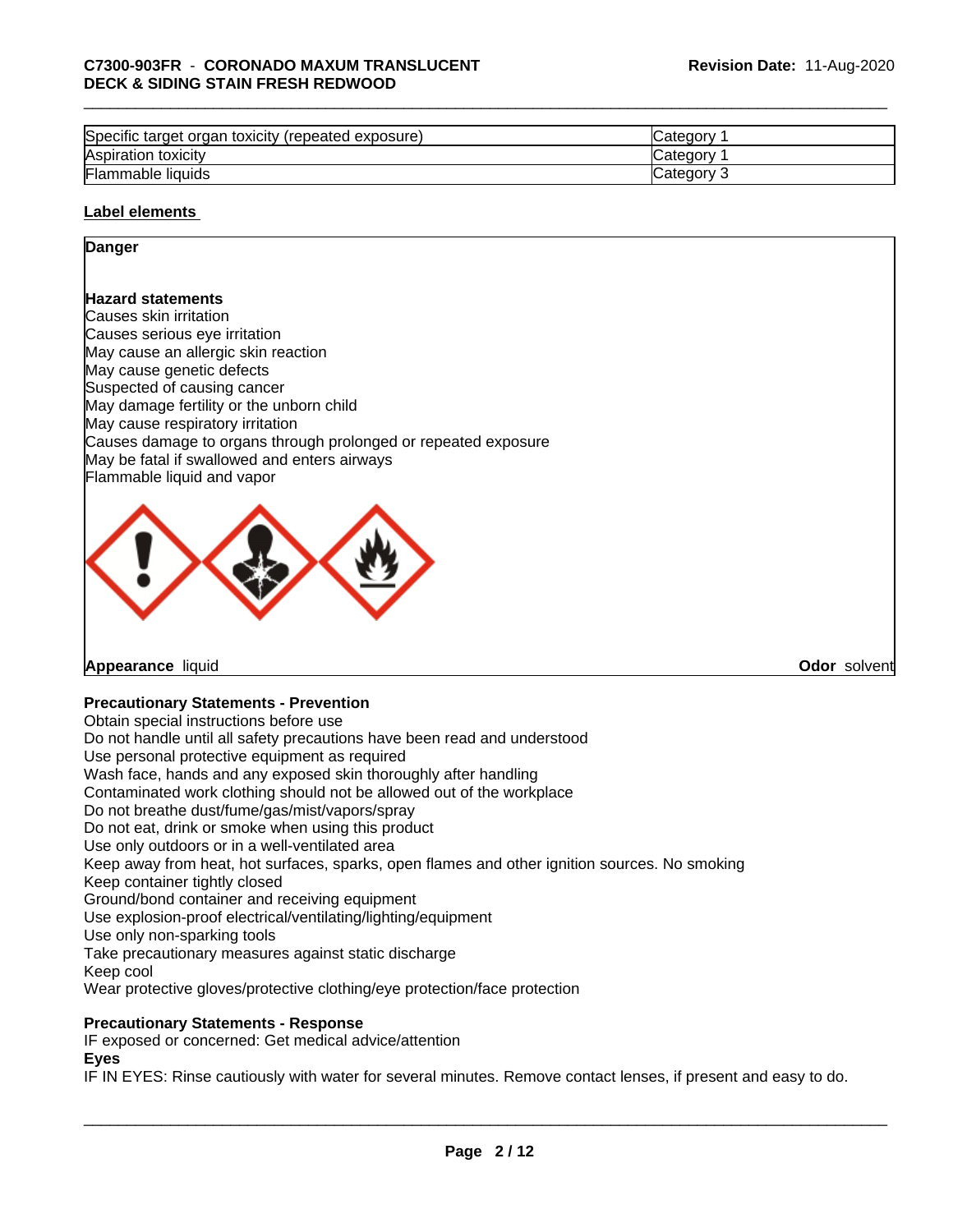| Specific target organ toxicity (repeated exposure) | Category 1 |
| --- | --- |
| Aspiration toxicity | Category 1 |
| Flammable liquids | Category 3 |

**Label elements**

**Danger**

**Hazard statements**

Causes skin irritation
Causes serious eye irritation
May cause an allergic skin reaction
May cause genetic defects
Suspected of causing cancer
May damage fertility or the unborn child
May cause respiratory irritation
Causes damage to organs through prolonged or repeated exposure
May be fatal if swallowed and enters airways
Flammable liquid and vapor

**Appearance** liquid **Odor** solvent

**Precautionary Statements - Prevention**

Obtain special instructions before use
Do not handle until all safety precautions have been read and understood
Use personal protective equipment as required
Wash face, hands and any exposed skin thoroughly after handling
Contaminated work clothing should not be allowed out of the workplace
Do not breathe dust/fume/gas/mist/vapors/spray
Do not eat, drink or smoke when using this product
Use only outdoors or in a well-ventilated area
Keep away from heat, hot surfaces, sparks, open flames and other ignition sources. No smoking
Keep container tightly closed
Ground/bond container and receiving equipment
Use explosion-proof electrical/ventilating/lighting/equipment
Use only non-sparking tools
Take precautionary measures against static discharge
Keep cool
Wear protective gloves/protective clothing/eye protection/face protection

**Precautionary Statements - Response**

IF exposed or concerned: Get medical advice/attention

**Eyes**

IF IN EYES: Rinse cautiously with water for several minutes. Remove contact lenses, if present and easy to do.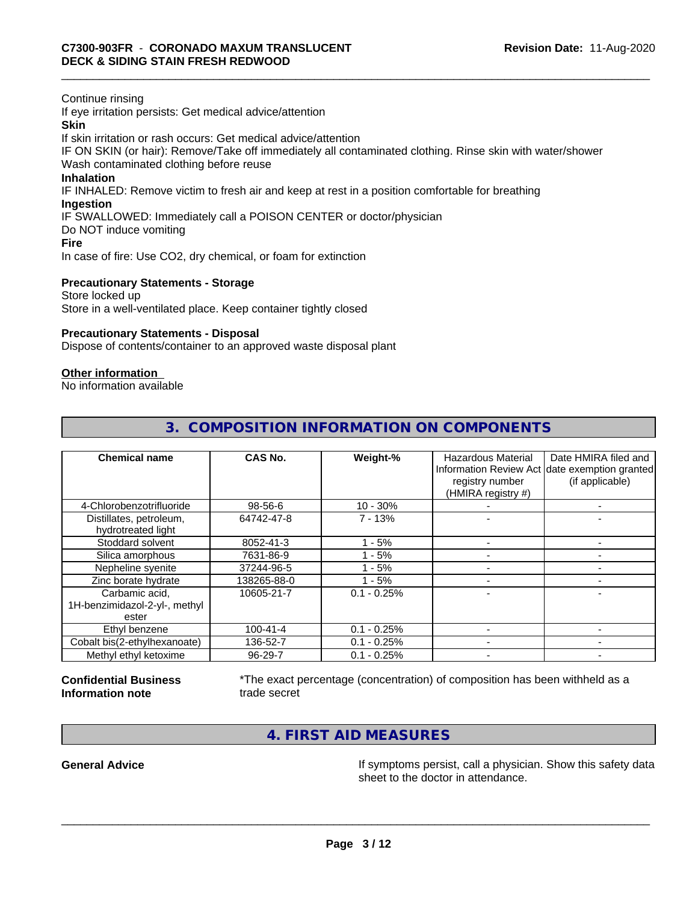Continue rinsing
If eye irritation persists: Get medical advice/attention

**Skin**

If skin irritation or rash occurs: Get medical advice/attention
IF ON SKIN (or hair): Remove/Take off immediately all contaminated clothing. Rinse skin with water/shower
Wash contaminated clothing before reuse

**Inhalation**

IF INHALED: Remove victim to fresh air and keep at rest in a position comfortable for breathing

**Ingestion**

IF SWALLOWED: Immediately call a POISON CENTER or doctor/physician
Do NOT induce vomiting

**Fire**

In case of fire: Use CO2, dry chemical, or foam for extinction

**Precautionary Statements - Storage**

Store locked up
Store in a well-ventilated place. Keep container tightly closed

**Precautionary Statements - Disposal**

Dispose of contents/container to an approved waste disposal plant

**Other information**

No information available

## 3. COMPOSITION INFORMATION ON COMPONENTS

| Chemical name | CAS No. | Weight-% | Hazardous Material Information Review Act registry number (HMIRA registry #) | Date HMIRA filed and date exemption granted (if applicable) |
|---|---|---|---|---|
| 4-Chlorobenzotrifluoride | 98-56-6 | 10 - 30% | - | - |
| Distillates, petroleum, hydrotreated light | 64742-47-8 | 7 - 13% | - | - |
| Stoddard solvent | 8052-41-3 | 1 - 5% | - | - |
| Silica amorphous | 7631-86-9 | 1 - 5% | - | - |
| Nepheline syenite | 37244-96-5 | 1 - 5% | - | - |
| Zinc borate hydrate | 138265-88-0 | 1 - 5% | - | - |
| Carbamic acid, 1H-benzimidazol-2-yl-, methyl ester | 10605-21-7 | 0.1 - 0.25% | - | - |
| Ethyl benzene | 100-41-4 | 0.1 - 0.25% | - | - |
| Cobalt bis(2-ethylhexanoate) | 136-52-7 | 0.1 - 0.25% | - | - |
| Methyl ethyl ketoxime | 96-29-7 | 0.1 - 0.25% | - | - |

**Confidential Business Information note**

*The exact percentage (concentration) of composition has been withheld as a trade secret

## 4. FIRST AID MEASURES

**General Advice**

If symptoms persist, call a physician. Show this safety data sheet to the doctor in attendance.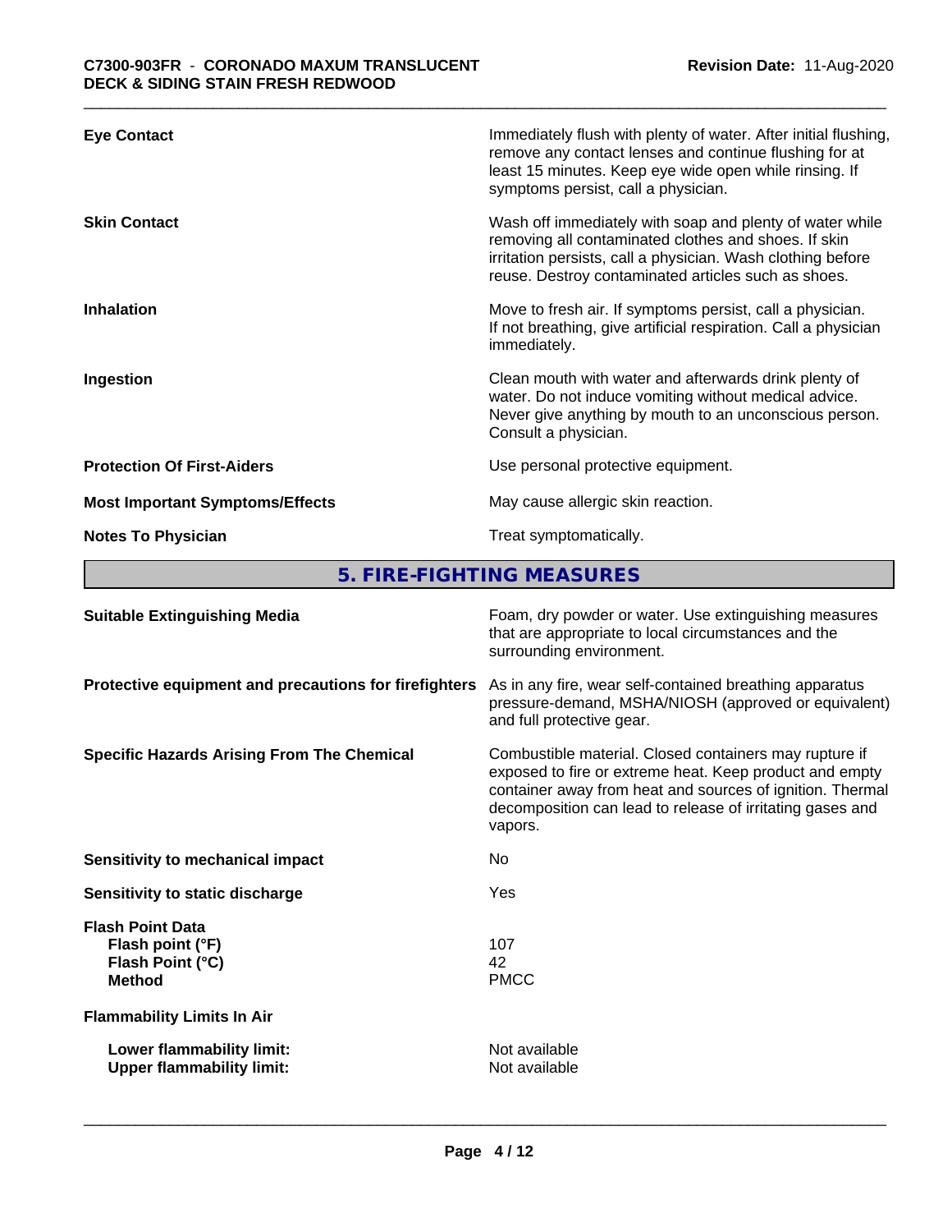| | |
|---|---|
| **Eye Contact** | Immediately flush with plenty of water. After initial flushing, remove any contact lenses and continue flushing for at least 15 minutes. Keep eye wide open while rinsing. If symptoms persist, call a physician. |
| **Skin Contact** | Wash off immediately with soap and plenty of water while removing all contaminated clothes and shoes. If skin irritation persists, call a physician. Wash clothing before reuse. Destroy contaminated articles such as shoes. |
| **Inhalation** | Move to fresh air. If symptoms persist, call a physician. If not breathing, give artificial respiration. Call a physician immediately. |
| **Ingestion** | Clean mouth with water and afterwards drink plenty of water. Do not induce vomiting without medical advice. Never give anything by mouth to an unconscious person. Consult a physician. |
| **Protection Of First-Aiders** | Use personal protective equipment. |
| **Most Important Symptoms/Effects** | May cause allergic skin reaction. |
| **Notes To Physician** | Treat symptomatically. |

## 5. FIRE-FIGHTING MEASURES

| | |
|---|---|
| **Suitable Extinguishing Media** | Foam, dry powder or water. Use extinguishing measures that are appropriate to local circumstances and the surrounding environment. |
| **Protective equipment and precautions for firefighters** | As in any fire, wear self-contained breathing apparatus pressure-demand, MSHA/NIOSH (approved or equivalent) and full protective gear. |
| **Specific Hazards Arising From The Chemical** | Combustible material. Closed containers may rupture if exposed to fire or extreme heat. Keep product and empty container away from heat and sources of ignition. Thermal decomposition can lead to release of irritating gases and vapors. |
| **Sensitivity to mechanical impact** | No |
| **Sensitivity to static discharge** | Yes |
| **Flash Point Data** | |
| **Flash point (°F)** | 107 |
| **Flash Point (°C)** | 42 |
| **Method** | PMCC |
| **Flammability Limits In Air** | |
| **Lower flammability limit:** | Not available |
| **Upper flammability limit:** | Not available |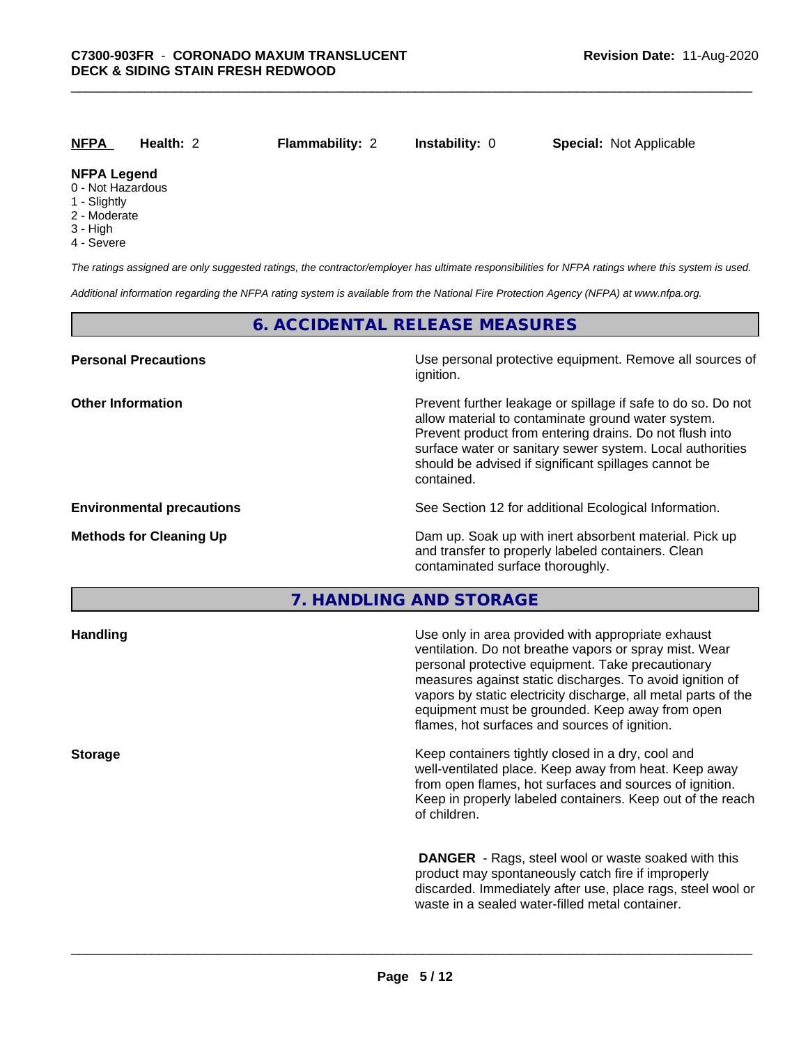| NFPA | Health: 2 | Flammability: 2 | Instability: 0 | Special: Not Applicable |
|---|---|---|---|---|

**NFPA Legend**
- 0 - Not Hazardous
- 1 - Slightly
- 2 - Moderate
- 3 - High
- 4 - Severe

*The ratings assigned are only suggested ratings, the contractor/employer has ultimate responsibilities for NFPA ratings where this system is used.*

*Additional information regarding the NFPA rating system is available from the National Fire Protection Agency (NFPA) at www.nfpa.org.*

## 6. ACCIDENTAL RELEASE MEASURES

**Personal Precautions**
Use personal protective equipment. Remove all sources of ignition.

**Other Information**
Prevent further leakage or spillage if safe to do so. Do not allow material to contaminate ground water system. Prevent product from entering drains. Do not flush into surface water or sanitary sewer system. Local authorities should be advised if significant spillages cannot be contained.

**Environmental precautions**
See Section 12 for additional Ecological Information.

**Methods for Cleaning Up**
Dam up. Soak up with inert absorbent material. Pick up and transfer to properly labeled containers. Clean contaminated surface thoroughly.

## 7. HANDLING AND STORAGE

**Handling**
Use only in area provided with appropriate exhaust ventilation. Do not breathe vapors or spray mist. Wear personal protective equipment. Take precautionary measures against static discharges. To avoid ignition of vapors by static electricity discharge, all metal parts of the equipment must be grounded. Keep away from open flames, hot surfaces and sources of ignition.

**Storage**
Keep containers tightly closed in a dry, cool and well-ventilated place. Keep away from heat. Keep away from open flames, hot surfaces and sources of ignition. Keep in properly labeled containers. Keep out of the reach of children.

**DANGER** - Rags, steel wool or waste soaked with this product may spontaneously catch fire if improperly discarded. Immediately after use, place rags, steel wool or waste in a sealed water-filled metal container.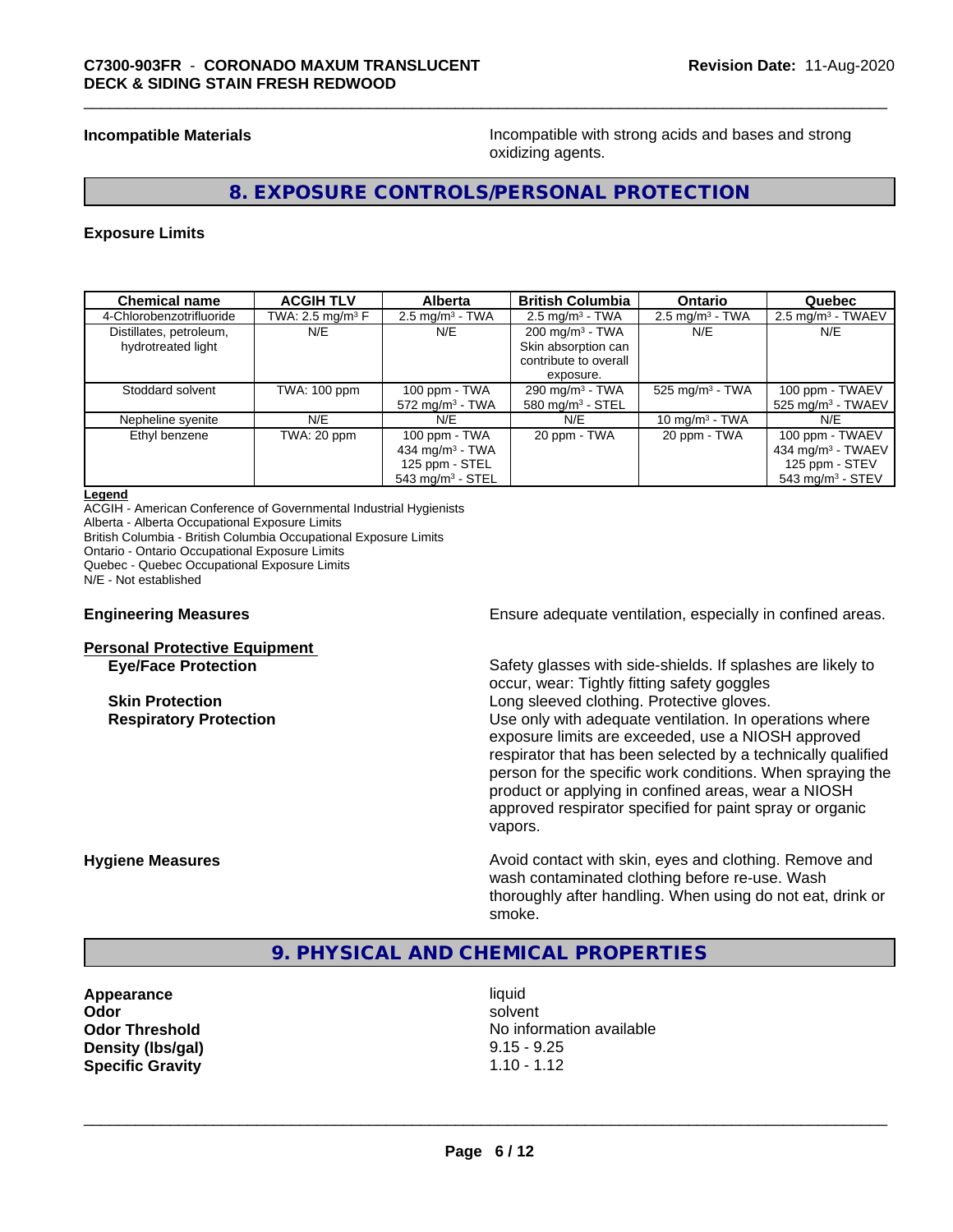**Incompatible Materials** Incompatible with strong acids and bases and strong oxidizing agents.

## 8. EXPOSURE CONTROLS/PERSONAL PROTECTION

**Exposure Limits**

| Chemical name | ACGIH TLV | Alberta | British Columbia | Ontario | Quebec |
|---|---|---|---|---|---|
| 4-Chlorobenzotrifluoride | TWA: 2.5 mg/m³ F | 2.5 mg/m³ - TWA | 2.5 mg/m³ - TWA | 2.5 mg/m³ - TWA | 2.5 mg/m³ - TWAEV |
| Distillates, petroleum, hydrotreated light | N/E | N/E | 200 mg/m³ - TWA Skin absorption can contribute to overall exposure. | N/E | N/E |
| Stoddard solvent | TWA: 100 ppm | 100 ppm - TWA 572 mg/m³ - TWA | 290 mg/m³ - TWA 580 mg/m³ - STEL | 525 mg/m³ - TWA | 100 ppm - TWAEV 525 mg/m³ - TWAEV |
| Nepheline syenite | N/E | N/E | N/E | 10 mg/m³ - TWA | N/E |
| Ethyl benzene | TWA: 20 ppm | 100 ppm - TWA 434 mg/m³ - TWA 125 ppm - STEL 543 mg/m³ - STEL | 20 ppm - TWA | 20 ppm - TWA | 100 ppm - TWAEV 434 mg/m³ - TWAEV 125 ppm - STEV 543 mg/m³ - STEV |

**Legend**
ACGIH - American Conference of Governmental Industrial Hygienists
Alberta - Alberta Occupational Exposure Limits
British Columbia - British Columbia Occupational Exposure Limits
Ontario - Ontario Occupational Exposure Limits
Quebec - Quebec Occupational Exposure Limits
N/E - Not established

**Engineering Measures** Ensure adequate ventilation, especially in confined areas.

**Personal Protective Equipment**

**Eye/Face Protection** Safety glasses with side-shields. If splashes are likely to occur, wear: Tightly fitting safety goggles

**Skin Protection** Long sleeved clothing. Protective gloves.

**Respiratory Protection** Use only with adequate ventilation. In operations where exposure limits are exceeded, use a NIOSH approved respirator that has been selected by a technically qualified person for the specific work conditions. When spraying the product or applying in confined areas, wear a NIOSH approved respirator specified for paint spray or organic vapors.

**Hygiene Measures** Avoid contact with skin, eyes and clothing. Remove and wash contaminated clothing before re-use. Wash thoroughly after handling. When using do not eat, drink or smoke.

## 9. PHYSICAL AND CHEMICAL PROPERTIES

**Appearance** liquid
**Odor** solvent
**Odor Threshold** No information available
**Density (lbs/gal)** 9.15 - 9.25
**Specific Gravity** 1.10 - 1.12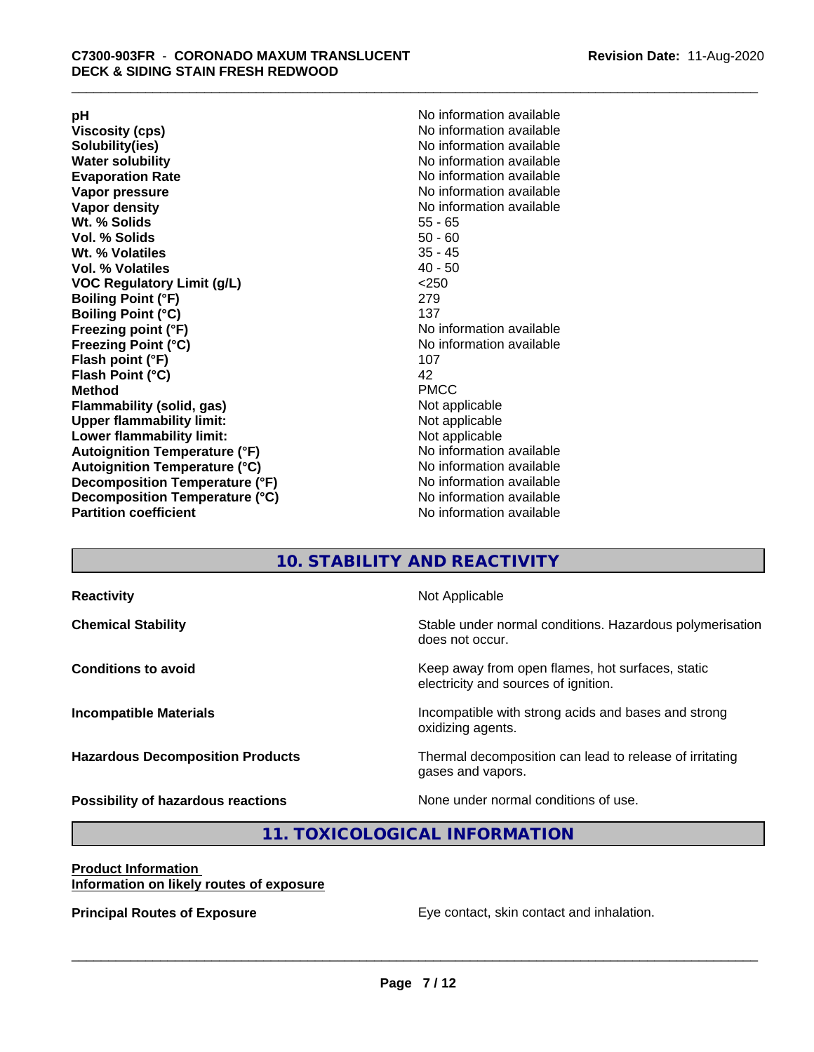| | |
|---|---|
| **pH** | No information available |
| **Viscosity (cps)** | No information available |
| **Solubility(ies)** | No information available |
| **Water solubility** | No information available |
| **Evaporation Rate** | No information available |
| **Vapor pressure** | No information available |
| **Vapor density** | No information available |
| **Wt. % Solids** | 55 - 65 |
| **Vol. % Solids** | 50 - 60 |
| **Wt. % Volatiles** | 35 - 45 |
| **Vol. % Volatiles** | 40 - 50 |
| **VOC Regulatory Limit (g/L)** | <250 |
| **Boiling Point (°F)** | 279 |
| **Boiling Point (°C)** | 137 |
| **Freezing point (°F)** | No information available |
| **Freezing Point (°C)** | No information available |
| **Flash point (°F)** | 107 |
| **Flash Point (°C)** | 42 |
| **Method** | PMCC |
| **Flammability (solid, gas)** | Not applicable |
| **Upper flammability limit:** | Not applicable |
| **Lower flammability limit:** | Not applicable |
| **Autoignition Temperature (°F)** | No information available |
| **Autoignition Temperature (°C)** | No information available |
| **Decomposition Temperature (°F)** | No information available |
| **Decomposition Temperature (°C)** | No information available |
| **Partition coefficient** | No information available |

## 10. STABILITY AND REACTIVITY

| | |
|---|---|
| **Reactivity** | Not Applicable |
| **Chemical Stability** | Stable under normal conditions. Hazardous polymerisation does not occur. |
| **Conditions to avoid** | Keep away from open flames, hot surfaces, static electricity and sources of ignition. |
| **Incompatible Materials** | Incompatible with strong acids and bases and strong oxidizing agents. |
| **Hazardous Decomposition Products** | Thermal decomposition can lead to release of irritating gases and vapors. |
| **Possibility of hazardous reactions** | None under normal conditions of use. |

## 11. TOXICOLOGICAL INFORMATION

**Product Information**
**Information on likely routes of exposure**

**Principal Routes of Exposure** Eye contact, skin contact and inhalation.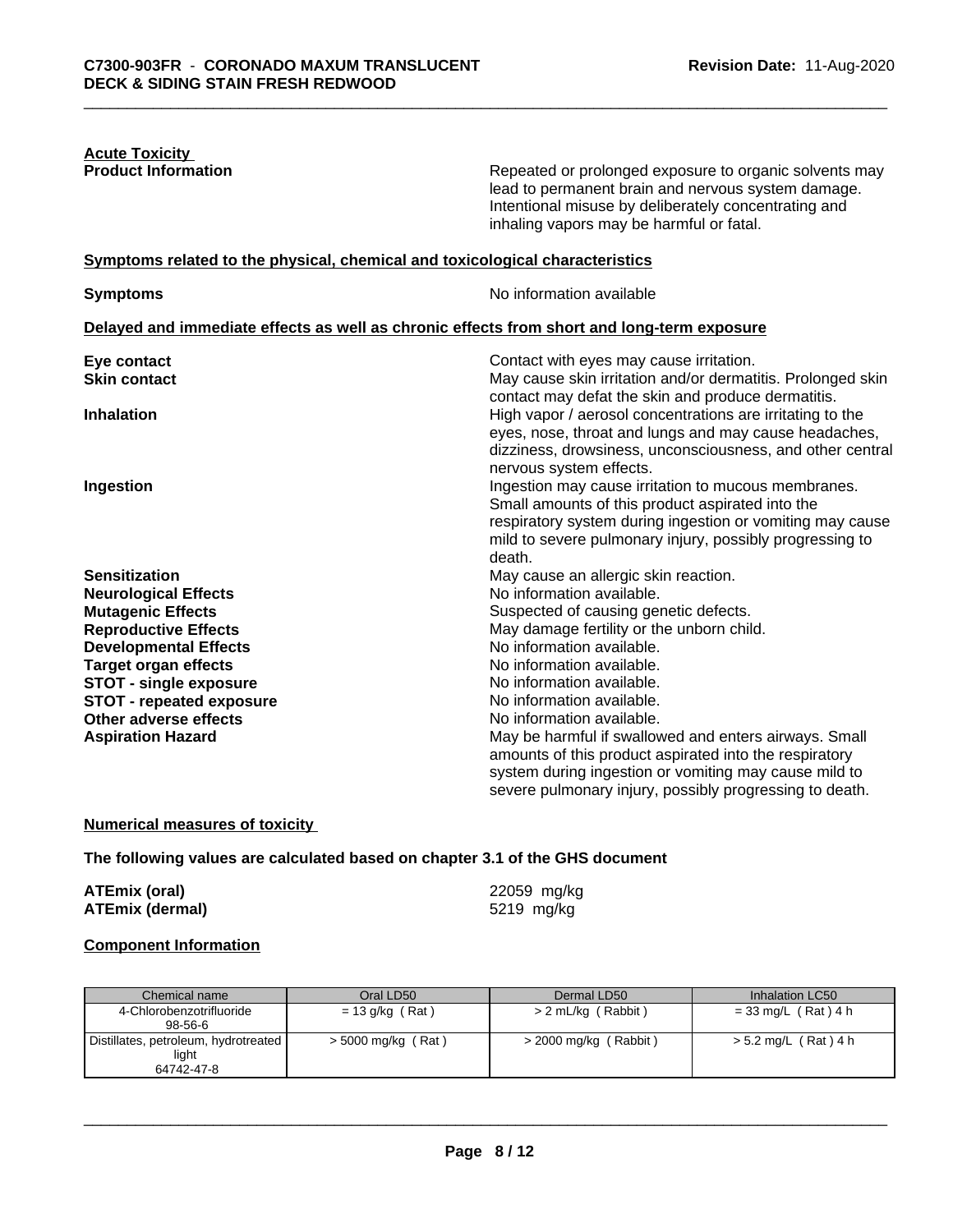**Acute Toxicity**

**Product Information** Repeated or prolonged exposure to organic solvents may lead to permanent brain and nervous system damage. Intentional misuse by deliberately concentrating and inhaling vapors may be harmful or fatal.

**Symptoms related to the physical, chemical and toxicological characteristics**

**Symptoms** No information available

**Delayed and immediate effects as well as chronic effects from short and long-term exposure**

**Eye contact** Contact with eyes may cause irritation.

**Skin contact** May cause skin irritation and/or dermatitis. Prolonged skin contact may defat the skin and produce dermatitis.

**Inhalation** High vapor / aerosol concentrations are irritating to the eyes, nose, throat and lungs and may cause headaches, dizziness, drowsiness, unconsciousness, and other central nervous system effects.

**Ingestion** Ingestion may cause irritation to mucous membranes. Small amounts of this product aspirated into the respiratory system during ingestion or vomiting may cause mild to severe pulmonary injury, possibly progressing to death.

**Sensitization** May cause an allergic skin reaction.

**Neurological Effects** No information available.

**Mutagenic Effects** Suspected of causing genetic defects.

**Reproductive Effects** May damage fertility or the unborn child.

**Developmental Effects** No information available.

**Target organ effects** No information available.

**STOT - single exposure** No information available.

**STOT - repeated exposure** No information available.

**Other adverse effects** No information available.

**Aspiration Hazard** May be harmful if swallowed and enters airways. Small amounts of this product aspirated into the respiratory system during ingestion or vomiting may cause mild to severe pulmonary injury, possibly progressing to death.

**Numerical measures of toxicity**

**The following values are calculated based on chapter 3.1 of the GHS document**

**ATEmix (oral)** 22059 mg/kg

**ATEmix (dermal)** 5219 mg/kg

**Component Information**

| Chemical name | Oral LD50 | Dermal LD50 | Inhalation LC50 |
|---|---|---|---|
| 4-Chlorobenzotrifluoride 98-56-6 | = 13 g/kg ( Rat ) | > 2 mL/kg ( Rabbit ) | = 33 mg/L ( Rat ) 4 h |
| Distillates, petroleum, hydrotreated light 64742-47-8 | > 5000 mg/kg ( Rat ) | > 2000 mg/kg ( Rabbit ) | > 5.2 mg/L ( Rat ) 4 h |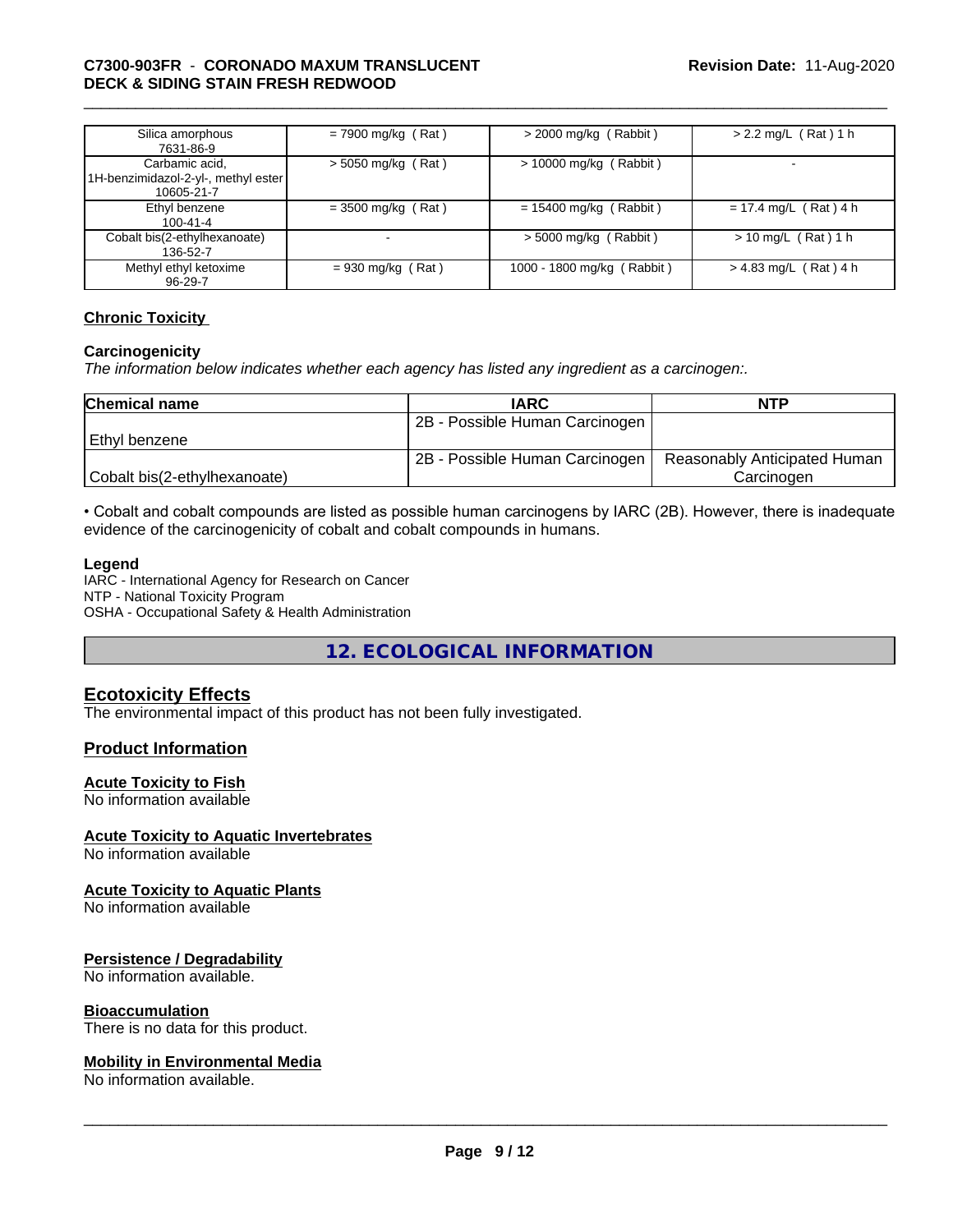| | | | |
|---|---|---|---|
| Silica amorphous<br>7631-86-9 | = 7900 mg/kg ( Rat ) | > 2000 mg/kg ( Rabbit ) | > 2.2 mg/L ( Rat ) 1 h |
| Carbamic acid, 1H-benzimidazol-2-yl-, methyl ester<br>10605-21-7 | > 5050 mg/kg ( Rat ) | > 10000 mg/kg ( Rabbit ) | - |
| Ethyl benzene<br>100-41-4 | = 3500 mg/kg ( Rat ) | = 15400 mg/kg ( Rabbit ) | = 17.4 mg/L ( Rat ) 4 h |
| Cobalt bis(2-ethylhexanoate)<br>136-52-7 | - | > 5000 mg/kg ( Rabbit ) | > 10 mg/L ( Rat ) 1 h |
| Methyl ethyl ketoxime<br>96-29-7 | = 930 mg/kg ( Rat ) | 1000 - 1800 mg/kg ( Rabbit ) | > 4.83 mg/L ( Rat ) 4 h |

## Chronic Toxicity

### Carcinogenicity

*The information below indicates whether each agency has listed any ingredient as a carcinogen:.*

| Chemical name | IARC | NTP |
|---|---|---|
| Ethyl benzene | 2B - Possible Human Carcinogen | |
| Cobalt bis(2-ethylhexanoate) | 2B - Possible Human Carcinogen | Reasonably Anticipated Human Carcinogen |

• Cobalt and cobalt compounds are listed as possible human carcinogens by IARC (2B). However, there is inadequate evidence of the carcinogenicity of cobalt and cobalt compounds in humans.

**Legend**
IARC - International Agency for Research on Cancer
NTP - National Toxicity Program
OSHA - Occupational Safety & Health Administration

# 12. ECOLOGICAL INFORMATION

## Ecotoxicity Effects

The environmental impact of this product has not been fully investigated.

## Product Information

### Acute Toxicity to Fish

No information available

### Acute Toxicity to Aquatic Invertebrates

No information available

### Acute Toxicity to Aquatic Plants

No information available

### Persistence / Degradability

No information available.

### Bioaccumulation

There is no data for this product.

### Mobility in Environmental Media

No information available.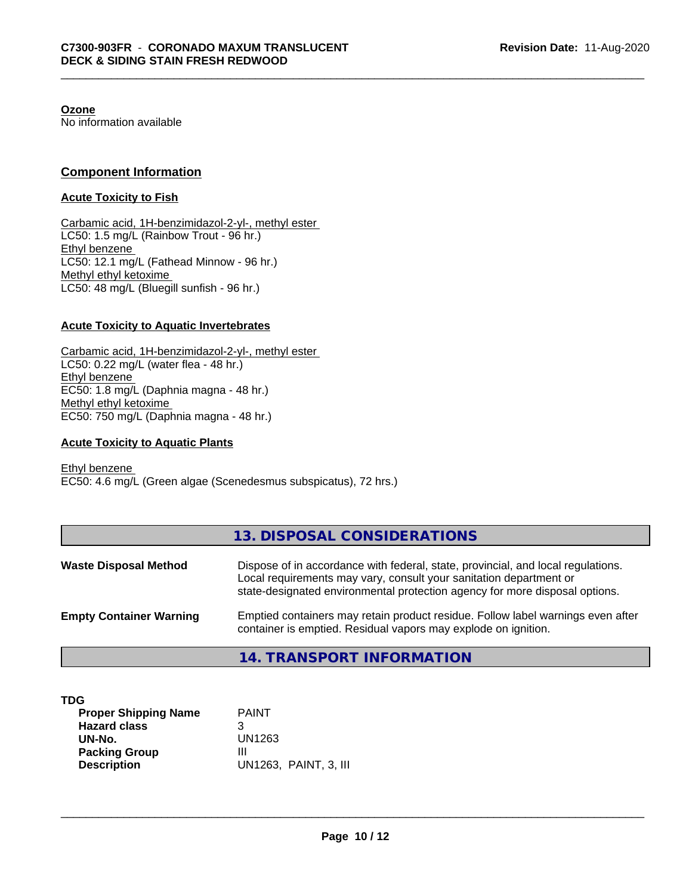**Ozone**
No information available

## Component Information

### Acute Toxicity to Fish

Carbamic acid, 1H-benzimidazol-2-yl-, methyl ester
LC50: 1.5 mg/L (Rainbow Trout - 96 hr.)
Ethyl benzene
LC50: 12.1 mg/L (Fathead Minnow - 96 hr.)
Methyl ethyl ketoxime
LC50: 48 mg/L (Bluegill sunfish - 96 hr.)

### Acute Toxicity to Aquatic Invertebrates

Carbamic acid, 1H-benzimidazol-2-yl-, methyl ester
LC50: 0.22 mg/L (water flea - 48 hr.)
Ethyl benzene
EC50: 1.8 mg/L (Daphnia magna - 48 hr.)
Methyl ethyl ketoxime
EC50: 750 mg/L (Daphnia magna - 48 hr.)

### Acute Toxicity to Aquatic Plants

Ethyl benzene
EC50: 4.6 mg/L (Green algae (Scenedesmus subspicatus), 72 hrs.)

## 13. DISPOSAL CONSIDERATIONS

| | |
|---|---|
| **Waste Disposal Method** | Dispose of in accordance with federal, state, provincial, and local regulations. Local requirements may vary, consult your sanitation department or state-designated environmental protection agency for more disposal options. |
| **Empty Container Warning** | Emptied containers may retain product residue. Follow label warnings even after container is emptied. Residual vapors may explode on ignition. |

## 14. TRANSPORT INFORMATION

**TDG**

| | |
|---|---|
| **Proper Shipping Name** | PAINT |
| **Hazard class** | 3 |
| **UN-No.** | UN1263 |
| **Packing Group** | III |
| **Description** | UN1263, PAINT, 3, III |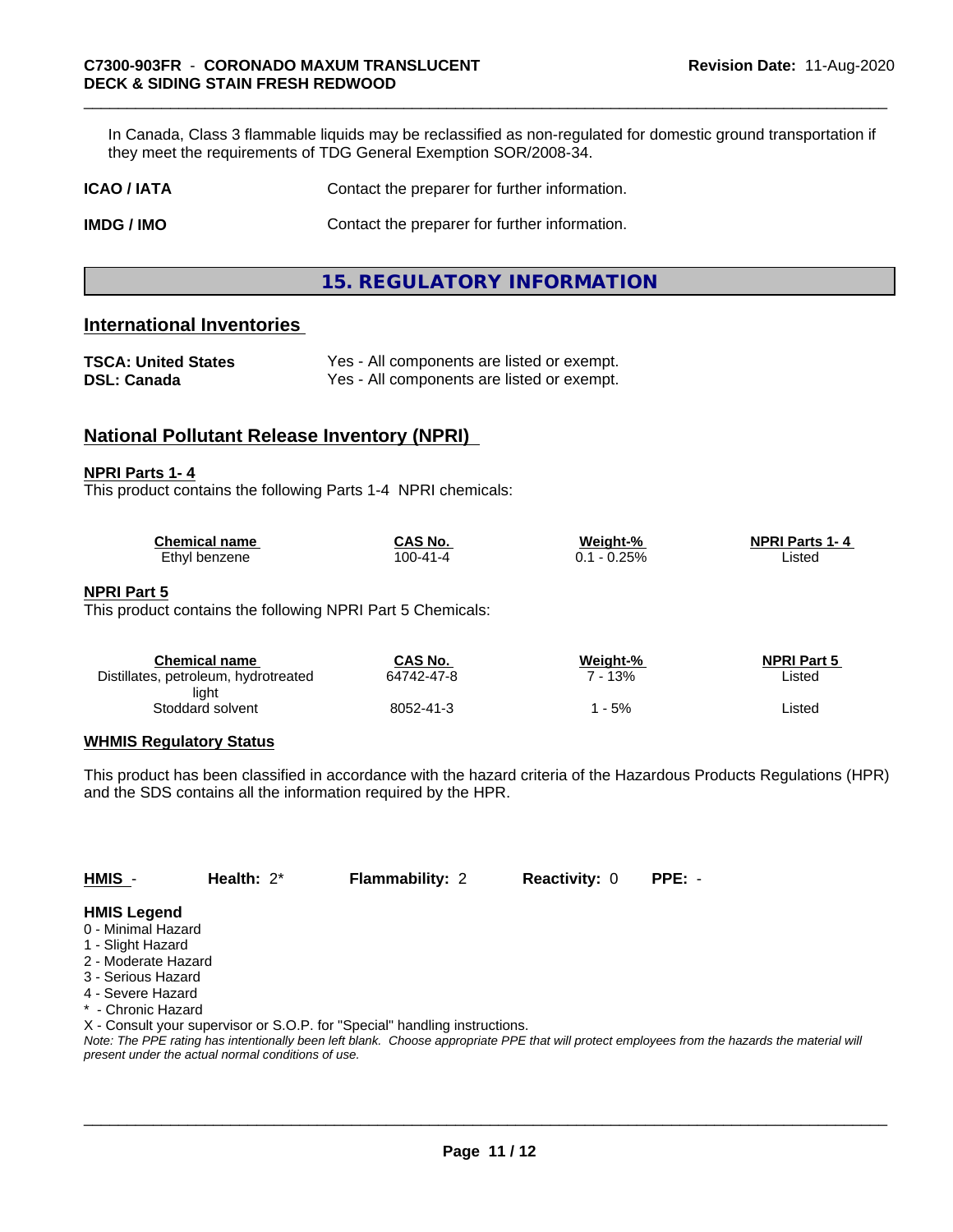In Canada, Class 3 flammable liquids may be reclassified as non-regulated for domestic ground transportation if they meet the requirements of TDG General Exemption SOR/2008-34.

**ICAO / IATA** Contact the preparer for further information.

**IMDG / IMO** Contact the preparer for further information.

# 15. REGULATORY INFORMATION

## International Inventories

**TSCA: United States** Yes - All components are listed or exempt.
**DSL: Canada** Yes - All components are listed or exempt.

## National Pollutant Release Inventory (NPRI)

### NPRI Parts 1- 4

This product contains the following Parts 1-4 NPRI chemicals:

| Chemical name | CAS No. | Weight-% | NPRI Parts 1- 4 |
|---|---|---|---|
| Ethyl benzene | 100-41-4 | 0.1 - 0.25% | Listed |

### NPRI Part 5

This product contains the following NPRI Part 5 Chemicals:

| Chemical name | CAS No. | Weight-% | NPRI Part 5 |
|---|---|---|---|
| Distillates, petroleum, hydrotreated light | 64742-47-8 | 7 - 13% | Listed |
| Stoddard solvent | 8052-41-3 | 1 - 5% | Listed |

### WHMIS Regulatory Status

This product has been classified in accordance with the hazard criteria of the Hazardous Products Regulations (HPR) and the SDS contains all the information required by the HPR.

| HMIS - | Health: 2* | Flammability: 2 | Reactivity: 0 | PPE: - |
|---|---|---|---|---|

**HMIS Legend**
0 - Minimal Hazard
1 - Slight Hazard
2 - Moderate Hazard
3 - Serious Hazard
4 - Severe Hazard
* - Chronic Hazard
X - Consult your supervisor or S.O.P. for "Special" handling instructions.

*Note: The PPE rating has intentionally been left blank. Choose appropriate PPE that will protect employees from the hazards the material will present under the actual normal conditions of use.*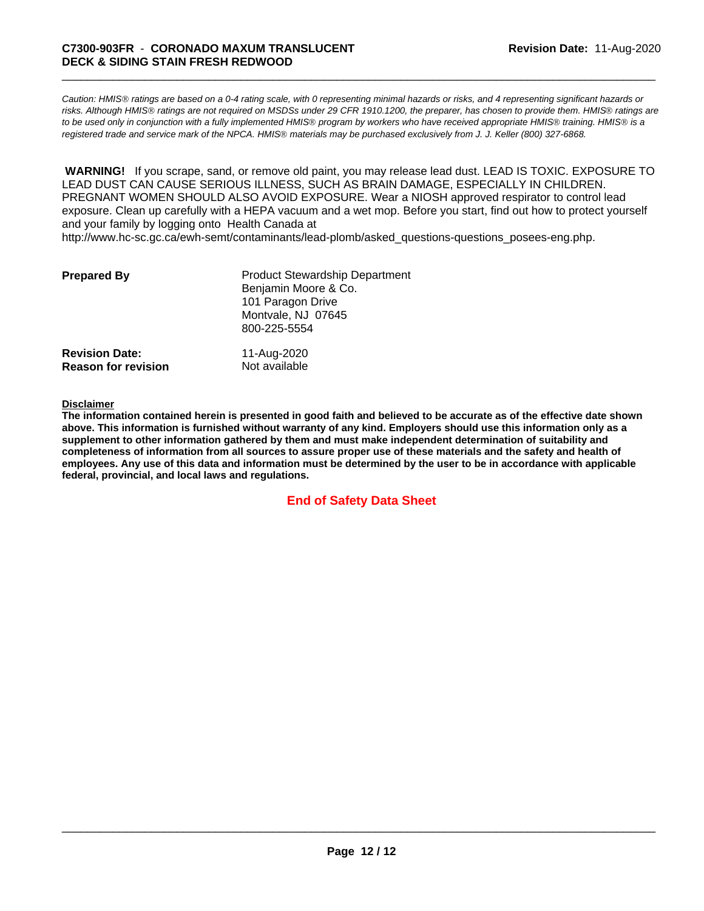*Caution: HMIS® ratings are based on a 0-4 rating scale, with 0 representing minimal hazards or risks, and 4 representing significant hazards or risks. Although HMIS® ratings are not required on MSDSs under 29 CFR 1910.1200, the preparer, has chosen to provide them. HMIS® ratings are to be used only in conjunction with a fully implemented HMIS® program by workers who have received appropriate HMIS® training. HMIS® is a registered trade and service mark of the NPCA. HMIS® materials may be purchased exclusively from J. J. Keller (800) 327-6868.*

**WARNING!** If you scrape, sand, or remove old paint, you may release lead dust. LEAD IS TOXIC. EXPOSURE TO LEAD DUST CAN CAUSE SERIOUS ILLNESS, SUCH AS BRAIN DAMAGE, ESPECIALLY IN CHILDREN. PREGNANT WOMEN SHOULD ALSO AVOID EXPOSURE. Wear a NIOSH approved respirator to control lead exposure. Clean up carefully with a HEPA vacuum and a wet mop. Before you start, find out how to protect yourself and your family by logging onto Health Canada at http://www.hc-sc.gc.ca/ewh-semt/contaminants/lead-plomb/asked_questions-questions_posees-eng.php.

| | |
|---|---|
| **Prepared By** | Product Stewardship Department<br>Benjamin Moore & Co.<br>101 Paragon Drive<br>Montvale, NJ 07645<br>800-225-5554 |
| **Revision Date:** | 11-Aug-2020 |
| **Reason for revision** | Not available |

**Disclaimer**

**The information contained herein is presented in good faith and believed to be accurate as of the effective date shown above. This information is furnished without warranty of any kind. Employers should use this information only as a supplement to other information gathered by them and must make independent determination of suitability and completeness of information from all sources to assure proper use of these materials and the safety and health of employees. Any use of this data and information must be determined by the user to be in accordance with applicable federal, provincial, and local laws and regulations.**

**End of Safety Data Sheet**